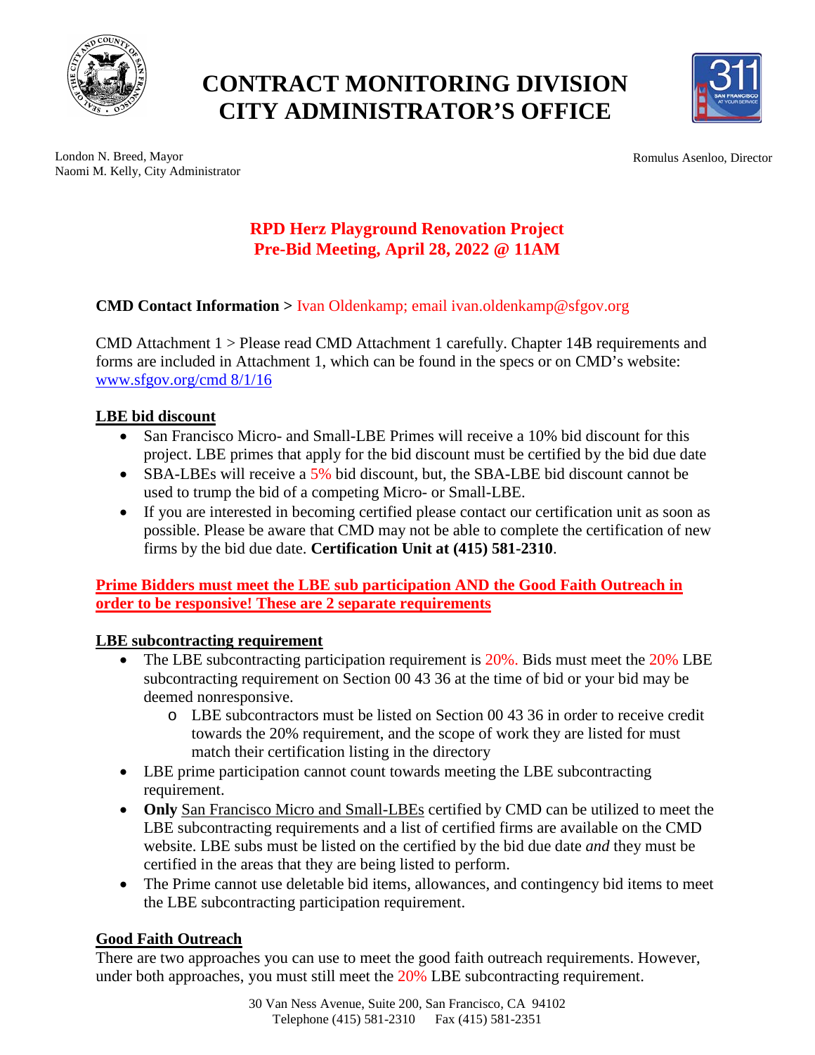# CONTRACT MONITORING DIVISION
# CITY ADMINISTRATOR'S OFFICE

London N. Breed, Mayor
Naomi M. Kelly, City Administrator

Romulus Asenloo, Director

## RPD Herz Playground Renovation Project
## Pre-Bid Meeting, April 28, 2022 @ 11AM

**CMD Contact Information >** Ivan Oldenkamp; email ivan.oldenkamp@sfgov.org

CMD Attachment 1 > Please read CMD Attachment 1 carefully. Chapter 14B requirements and forms are included in Attachment 1, which can be found in the specs or on CMD's website: [www.sfgov.org/cmd 8/1/16](www.sfgov.org/cmd)

### LBE bid discount

- San Francisco Micro- and Small-LBE Primes will receive a 10% bid discount for this project. LBE primes that apply for the bid discount must be certified by the bid due date
- SBA-LBEs will receive a 5% bid discount, but, the SBA-LBE bid discount cannot be used to trump the bid of a competing Micro- or Small-LBE.
- If you are interested in becoming certified please contact our certification unit as soon as possible. Please be aware that CMD may not be able to complete the certification of new firms by the bid due date. **Certification Unit at (415) 581-2310**.

**Prime Bidders must meet the LBE sub participation AND the Good Faith Outreach in order to be responsive! These are 2 separate requirements**

### LBE subcontracting requirement

- The LBE subcontracting participation requirement is 20%. Bids must meet the 20% LBE subcontracting requirement on Section 00 43 36 at the time of bid or your bid may be deemed nonresponsive.
  - LBE subcontractors must be listed on Section 00 43 36 in order to receive credit towards the 20% requirement, and the scope of work they are listed for must match their certification listing in the directory
- LBE prime participation cannot count towards meeting the LBE subcontracting requirement.
- **Only** San Francisco Micro and Small-LBEs certified by CMD can be utilized to meet the LBE subcontracting requirements and a list of certified firms are available on the CMD website. LBE subs must be listed on the certified by the bid due date *and* they must be certified in the areas that they are being listed to perform.
- The Prime cannot use deletable bid items, allowances, and contingency bid items to meet the LBE subcontracting participation requirement.

### Good Faith Outreach

There are two approaches you can use to meet the good faith outreach requirements. However, under both approaches, you must still meet the 20% LBE subcontracting requirement.

30 Van Ness Avenue, Suite 200, San Francisco, CA 94102
Telephone (415) 581-2310 Fax (415) 581-2351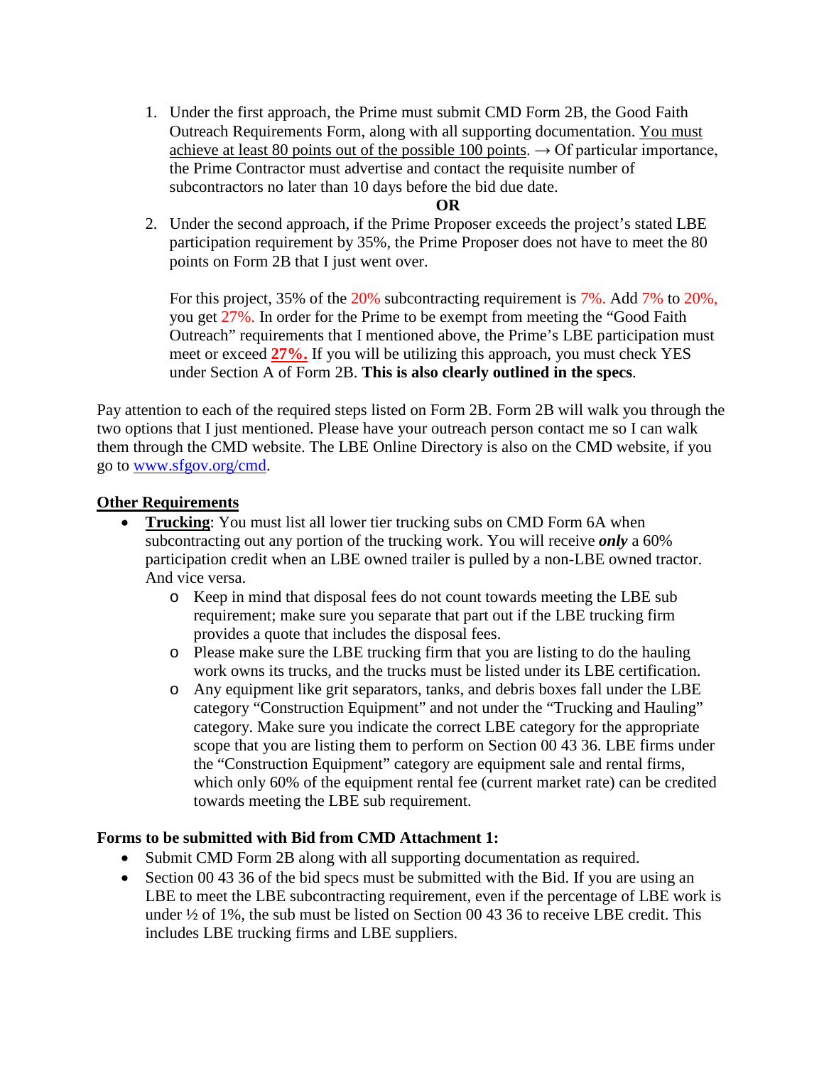1. Under the first approach, the Prime must submit CMD Form 2B, the Good Faith Outreach Requirements Form, along with all supporting documentation. You must achieve at least 80 points out of the possible 100 points. → Of particular importance, the Prime Contractor must advertise and contact the requisite number of subcontractors no later than 10 days before the bid due date.

**OR**

2. Under the second approach, if the Prime Proposer exceeds the project's stated LBE participation requirement by 35%, the Prime Proposer does not have to meet the 80 points on Form 2B that I just went over.

   For this project, 35% of the 20% subcontracting requirement is 7%. Add 7% to 20%, you get 27%. In order for the Prime to be exempt from meeting the "Good Faith Outreach" requirements that I mentioned above, the Prime's LBE participation must meet or exceed **27%.** If you will be utilizing this approach, you must check YES under Section A of Form 2B. **This is also clearly outlined in the specs**.

Pay attention to each of the required steps listed on Form 2B. Form 2B will walk you through the two options that I just mentioned. Please have your outreach person contact me so I can walk them through the CMD website. The LBE Online Directory is also on the CMD website, if you go to www.sfgov.org/cmd.

**Other Requirements**

- **Trucking**: You must list all lower tier trucking subs on CMD Form 6A when subcontracting out any portion of the trucking work. You will receive ***only*** a 60% participation credit when an LBE owned trailer is pulled by a non-LBE owned tractor. And vice versa.
  - Keep in mind that disposal fees do not count towards meeting the LBE sub requirement; make sure you separate that part out if the LBE trucking firm provides a quote that includes the disposal fees.
  - Please make sure the LBE trucking firm that you are listing to do the hauling work owns its trucks, and the trucks must be listed under its LBE certification.
  - Any equipment like grit separators, tanks, and debris boxes fall under the LBE category "Construction Equipment" and not under the "Trucking and Hauling" category. Make sure you indicate the correct LBE category for the appropriate scope that you are listing them to perform on Section 00 43 36. LBE firms under the "Construction Equipment" category are equipment sale and rental firms, which only 60% of the equipment rental fee (current market rate) can be credited towards meeting the LBE sub requirement.

**Forms to be submitted with Bid from CMD Attachment 1:**

- Submit CMD Form 2B along with all supporting documentation as required.
- Section 00 43 36 of the bid specs must be submitted with the Bid. If you are using an LBE to meet the LBE subcontracting requirement, even if the percentage of LBE work is under ½ of 1%, the sub must be listed on Section 00 43 36 to receive LBE credit. This includes LBE trucking firms and LBE suppliers.